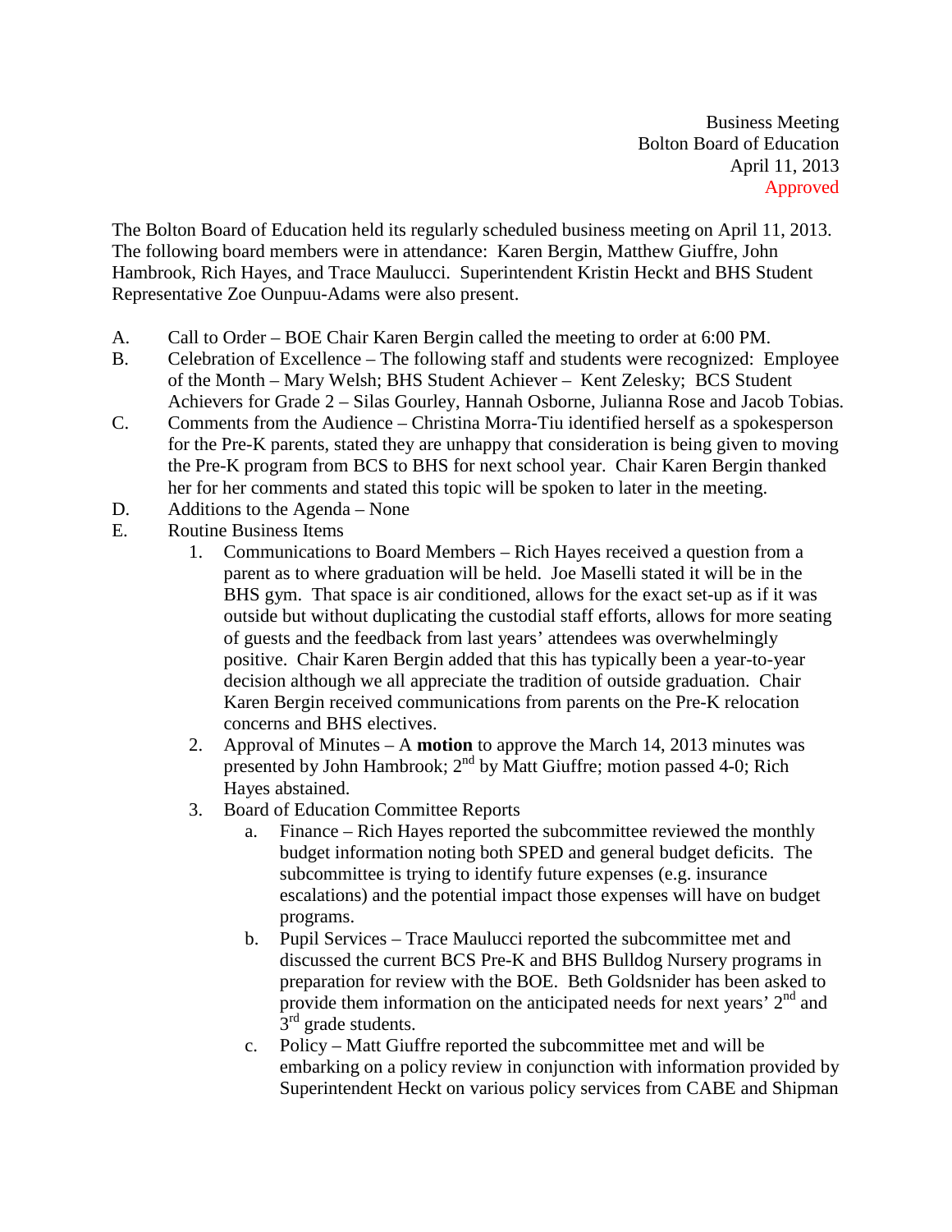Business Meeting
Bolton Board of Education
April 11, 2013
Approved

The Bolton Board of Education held its regularly scheduled business meeting on April 11, 2013. The following board members were in attendance: Karen Bergin, Matthew Giuffre, John Hambrook, Rich Hayes, and Trace Maulucci. Superintendent Kristin Heckt and BHS Student Representative Zoe Ounpuu-Adams were also present.

A. Call to Order – BOE Chair Karen Bergin called the meeting to order at 6:00 PM.
B. Celebration of Excellence – The following staff and students were recognized: Employee of the Month – Mary Welsh; BHS Student Achiever – Kent Zelesky; BCS Student Achievers for Grade 2 – Silas Gourley, Hannah Osborne, Julianna Rose and Jacob Tobias.
C. Comments from the Audience – Christina Morra-Tiu identified herself as a spokesperson for the Pre-K parents, stated they are unhappy that consideration is being given to moving the Pre-K program from BCS to BHS for next school year. Chair Karen Bergin thanked her for her comments and stated this topic will be spoken to later in the meeting.
D. Additions to the Agenda – None
E. Routine Business Items
   1. Communications to Board Members – Rich Hayes received a question from a parent as to where graduation will be held. Joe Maselli stated it will be in the BHS gym. That space is air conditioned, allows for the exact set-up as if it was outside but without duplicating the custodial staff efforts, allows for more seating of guests and the feedback from last years' attendees was overwhelmingly positive. Chair Karen Bergin added that this has typically been a year-to-year decision although we all appreciate the tradition of outside graduation. Chair Karen Bergin received communications from parents on the Pre-K relocation concerns and BHS electives.
   2. Approval of Minutes – A **motion** to approve the March 14, 2013 minutes was presented by John Hambrook; 2nd by Matt Giuffre; motion passed 4-0; Rich Hayes abstained.
   3. Board of Education Committee Reports
      a. Finance – Rich Hayes reported the subcommittee reviewed the monthly budget information noting both SPED and general budget deficits. The subcommittee is trying to identify future expenses (e.g. insurance escalations) and the potential impact those expenses will have on budget programs.
      b. Pupil Services – Trace Maulucci reported the subcommittee met and discussed the current BCS Pre-K and BHS Bulldog Nursery programs in preparation for review with the BOE. Beth Goldsnider has been asked to provide them information on the anticipated needs for next years' 2nd and 3rd grade students.
      c. Policy – Matt Giuffre reported the subcommittee met and will be embarking on a policy review in conjunction with information provided by Superintendent Heckt on various policy services from CABE and Shipman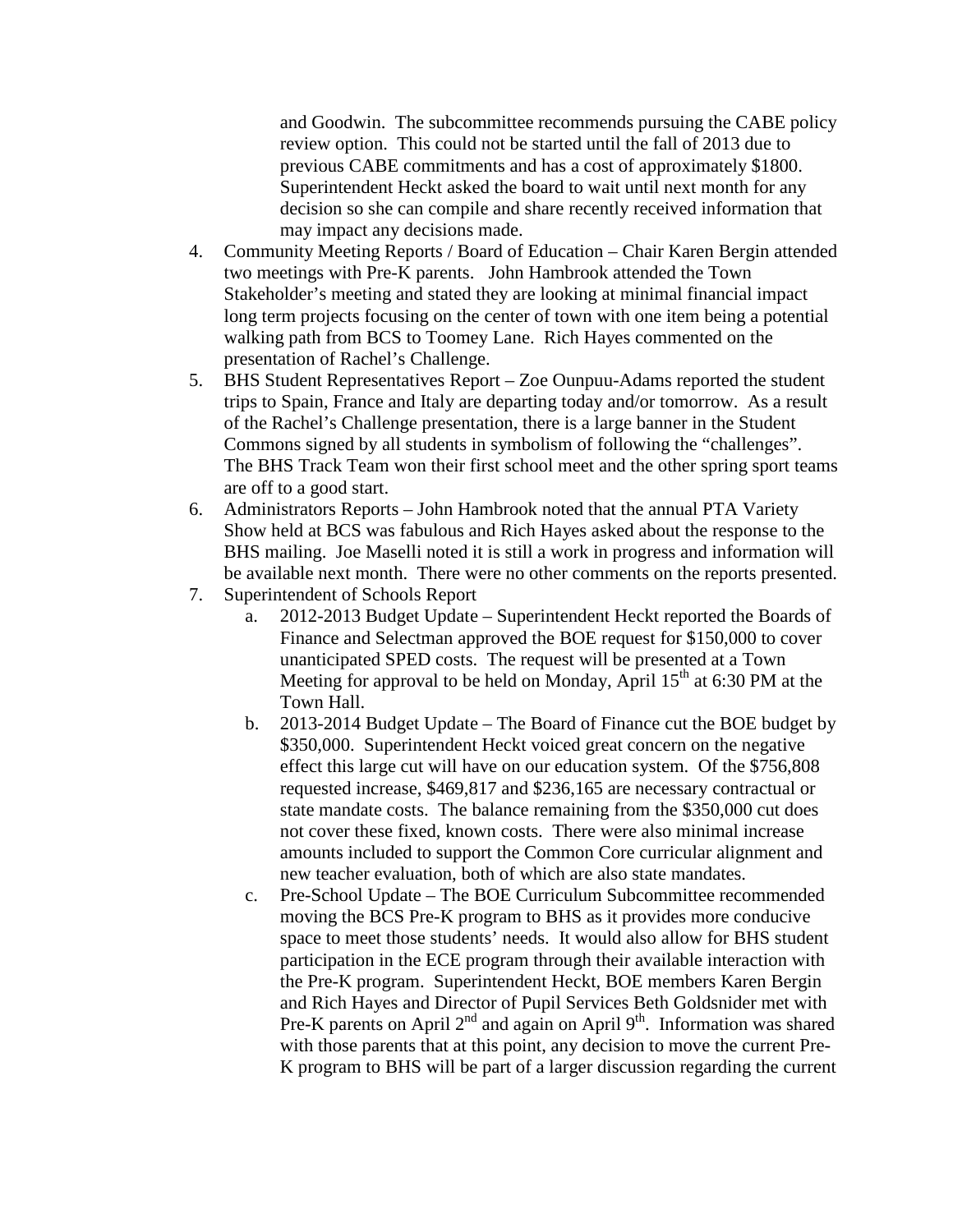and Goodwin. The subcommittee recommends pursuing the CABE policy review option. This could not be started until the fall of 2013 due to previous CABE commitments and has a cost of approximately $1800. Superintendent Heckt asked the board to wait until next month for any decision so she can compile and share recently received information that may impact any decisions made.

4. Community Meeting Reports / Board of Education – Chair Karen Bergin attended two meetings with Pre-K parents. John Hambrook attended the Town Stakeholder's meeting and stated they are looking at minimal financial impact long term projects focusing on the center of town with one item being a potential walking path from BCS to Toomey Lane. Rich Hayes commented on the presentation of Rachel's Challenge.
5. BHS Student Representatives Report – Zoe Ounpuu-Adams reported the student trips to Spain, France and Italy are departing today and/or tomorrow. As a result of the Rachel's Challenge presentation, there is a large banner in the Student Commons signed by all students in symbolism of following the "challenges". The BHS Track Team won their first school meet and the other spring sport teams are off to a good start.
6. Administrators Reports – John Hambrook noted that the annual PTA Variety Show held at BCS was fabulous and Rich Hayes asked about the response to the BHS mailing. Joe Maselli noted it is still a work in progress and information will be available next month. There were no other comments on the reports presented.
7. Superintendent of Schools Report
   a. 2012-2013 Budget Update – Superintendent Heckt reported the Boards of Finance and Selectman approved the BOE request for $150,000 to cover unanticipated SPED costs. The request will be presented at a Town Meeting for approval to be held on Monday, April 15th at 6:30 PM at the Town Hall.
   b. 2013-2014 Budget Update – The Board of Finance cut the BOE budget by $350,000. Superintendent Heckt voiced great concern on the negative effect this large cut will have on our education system. Of the $756,808 requested increase, $469,817 and $236,165 are necessary contractual or state mandate costs. The balance remaining from the $350,000 cut does not cover these fixed, known costs. There were also minimal increase amounts included to support the Common Core curricular alignment and new teacher evaluation, both of which are also state mandates.
   c. Pre-School Update – The BOE Curriculum Subcommittee recommended moving the BCS Pre-K program to BHS as it provides more conducive space to meet those students' needs. It would also allow for BHS student participation in the ECE program through their available interaction with the Pre-K program. Superintendent Heckt, BOE members Karen Bergin and Rich Hayes and Director of Pupil Services Beth Goldsnider met with Pre-K parents on April 2nd and again on April 9th. Information was shared with those parents that at this point, any decision to move the current Pre-K program to BHS will be part of a larger discussion regarding the current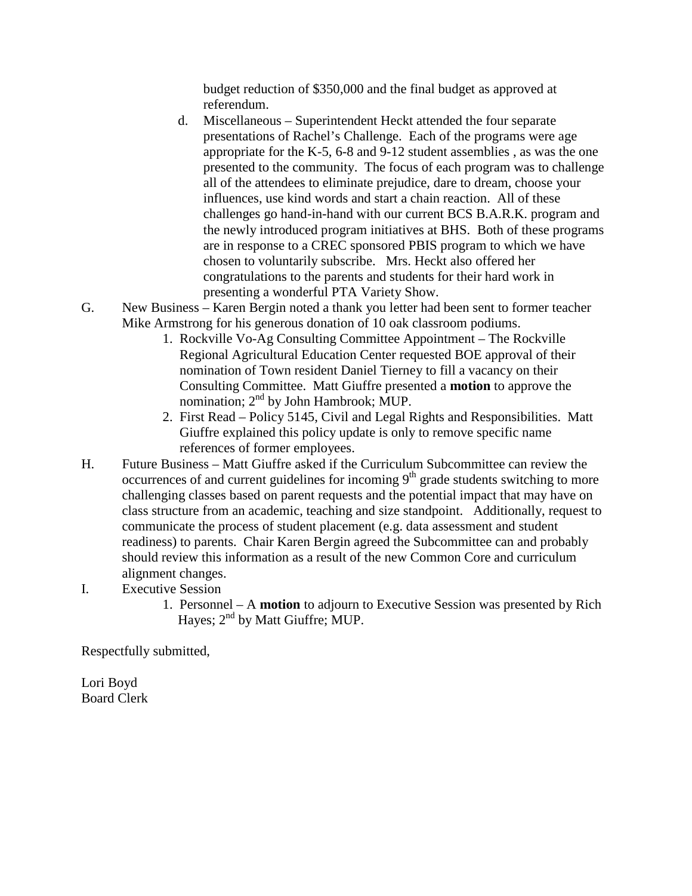budget reduction of $350,000 and the final budget as approved at referendum.

d. Miscellaneous – Superintendent Heckt attended the four separate presentations of Rachel's Challenge. Each of the programs were age appropriate for the K-5, 6-8 and 9-12 student assemblies , as was the one presented to the community. The focus of each program was to challenge all of the attendees to eliminate prejudice, dare to dream, choose your influences, use kind words and start a chain reaction. All of these challenges go hand-in-hand with our current BCS B.A.R.K. program and the newly introduced program initiatives at BHS. Both of these programs are in response to a CREC sponsored PBIS program to which we have chosen to voluntarily subscribe. Mrs. Heckt also offered her congratulations to the parents and students for their hard work in presenting a wonderful PTA Variety Show.

G. New Business – Karen Bergin noted a thank you letter had been sent to former teacher Mike Armstrong for his generous donation of 10 oak classroom podiums.

1. Rockville Vo-Ag Consulting Committee Appointment – The Rockville Regional Agricultural Education Center requested BOE approval of their nomination of Town resident Daniel Tierney to fill a vacancy on their Consulting Committee. Matt Giuffre presented a **motion** to approve the nomination; 2nd by John Hambrook; MUP.
2. First Read – Policy 5145, Civil and Legal Rights and Responsibilities. Matt Giuffre explained this policy update is only to remove specific name references of former employees.

H. Future Business – Matt Giuffre asked if the Curriculum Subcommittee can review the occurrences of and current guidelines for incoming 9th grade students switching to more challenging classes based on parent requests and the potential impact that may have on class structure from an academic, teaching and size standpoint. Additionally, request to communicate the process of student placement (e.g. data assessment and student readiness) to parents. Chair Karen Bergin agreed the Subcommittee can and probably should review this information as a result of the new Common Core and curriculum alignment changes.

I. Executive Session

1. Personnel – A **motion** to adjourn to Executive Session was presented by Rich Hayes; 2nd by Matt Giuffre; MUP.

Respectfully submitted,

Lori Boyd
Board Clerk